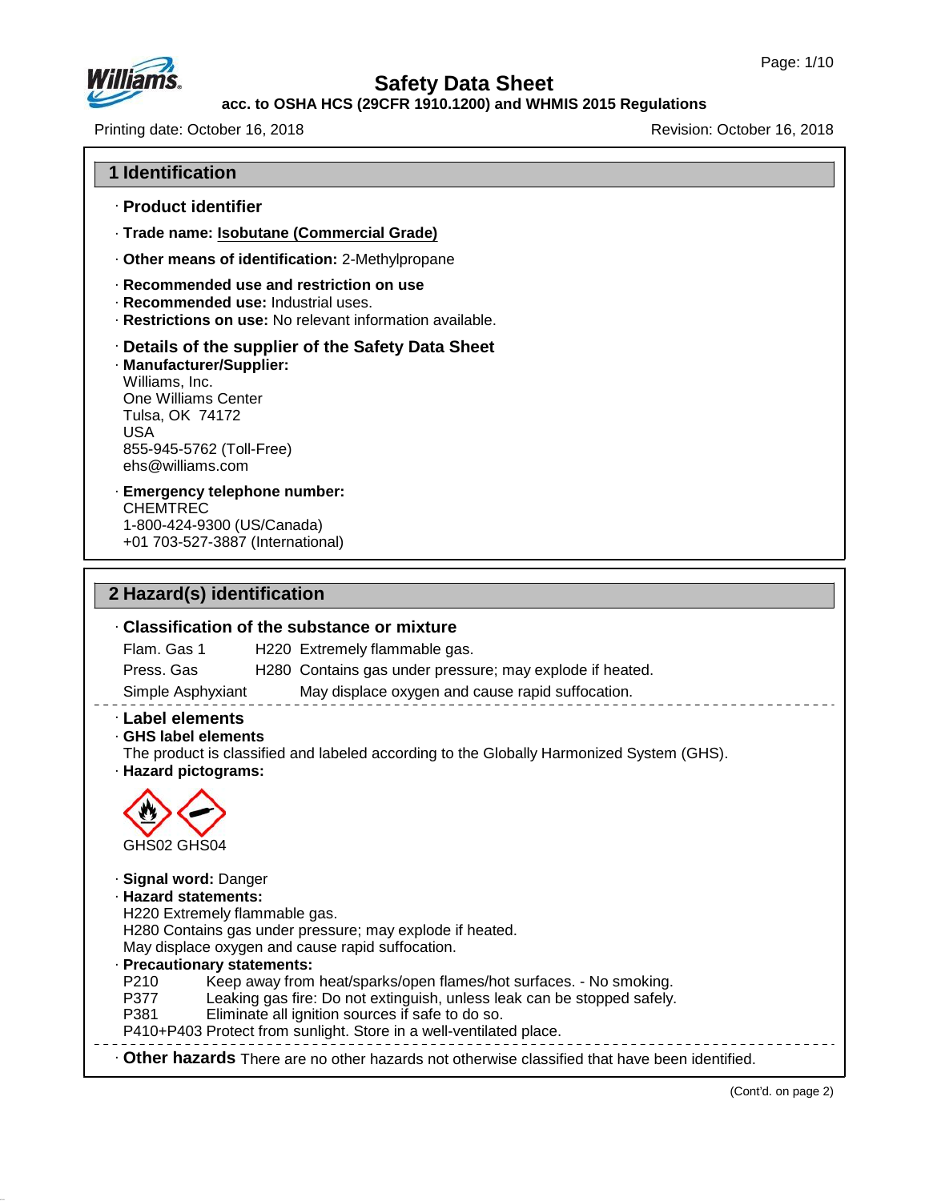# Safety Data Sheet

**acc. to OSHA HCS (29CFR 1910.1200) and WHMIS 2015 Regulations**

Printing date: October 16, 2018 Revision: October 16, 2018

## 1 Identification

· **Product identifier**

· **Trade name: Isobutane (Commercial Grade)**

· **Other means of identification:** 2-Methylpropane

· **Recommended use and restriction on use**
· **Recommended use:** Industrial uses.
· **Restrictions on use:** No relevant information available.

· **Details of the supplier of the Safety Data Sheet**
· **Manufacturer/Supplier:**
Williams, Inc.
One Williams Center
Tulsa, OK 74172
USA
855-945-5762 (Toll-Free)
ehs@williams.com

· **Emergency telephone number:**
CHEMTREC
1-800-424-9300 (US/Canada)
+01 703-527-3887 (International)

## 2 Hazard(s) identification

· **Classification of the substance or mixture**

| | | |
|---|---|---|
| Flam. Gas 1 | H220 | Extremely flammable gas. |
| Press. Gas | H280 | Contains gas under pressure; may explode if heated. |
| Simple Asphyxiant | | May displace oxygen and cause rapid suffocation. |

· **Label elements**
· **GHS label elements**
The product is classified and labeled according to the Globally Harmonized System (GHS).
· **Hazard pictograms:**

GHS02 GHS04

· **Signal word:** Danger
· **Hazard statements:**
H220 Extremely flammable gas.
H280 Contains gas under pressure; may explode if heated.
May displace oxygen and cause rapid suffocation.
· **Precautionary statements:**
P210 Keep away from heat/sparks/open flames/hot surfaces. - No smoking.
P377 Leaking gas fire: Do not extinguish, unless leak can be stopped safely.
P381 Eliminate all ignition sources if safe to do so.
P410+P403 Protect from sunlight. Store in a well-ventilated place.

· **Other hazards** There are no other hazards not otherwise classified that have been identified.

(Cont'd. on page 2)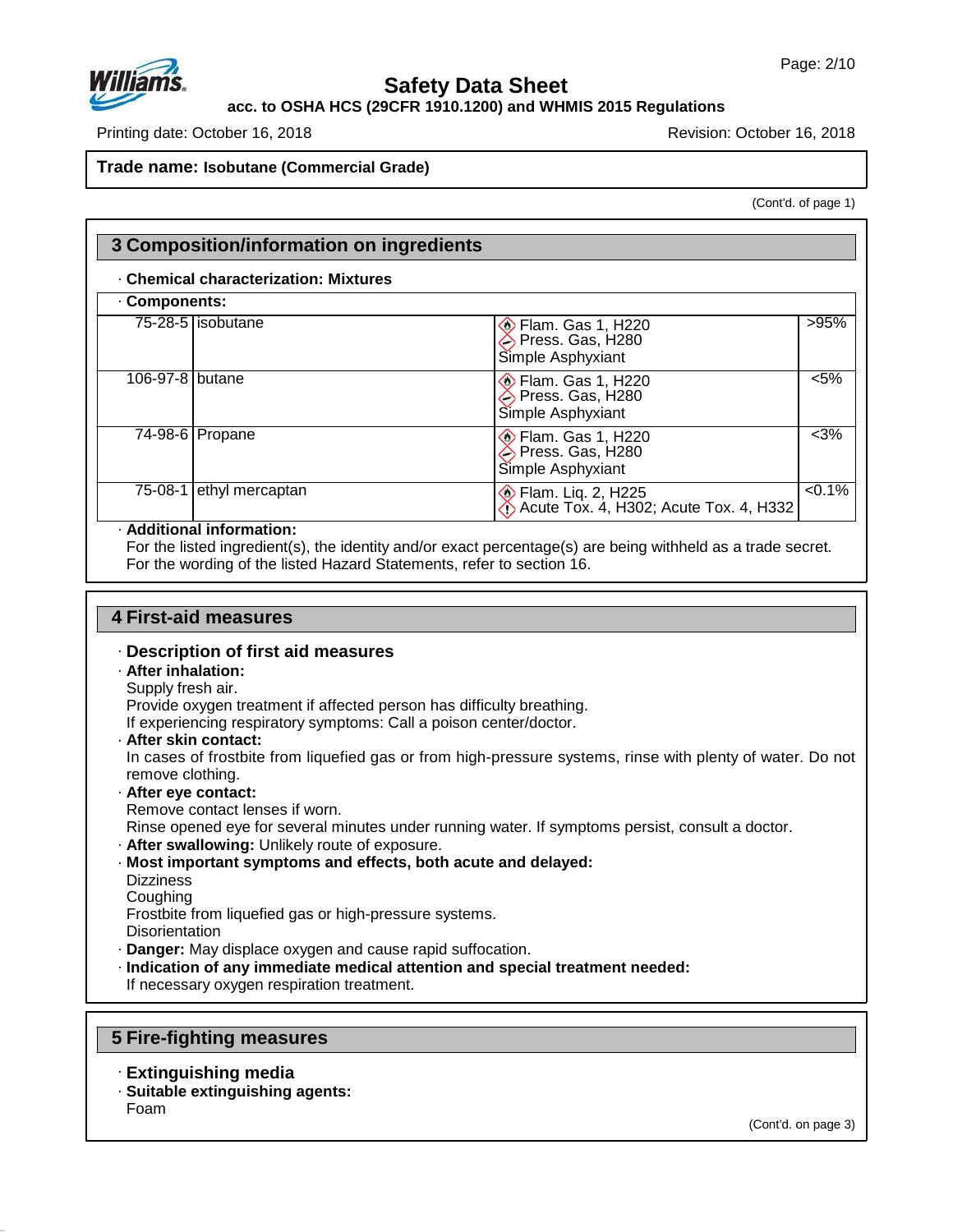**Trade name: Isobutane (Commercial Grade)**

(Cont'd. of page 1)

## 3 Composition/information on ingredients

· **Chemical characterization: Mixtures**

· **Components:**

| | | | |
|---|---|---|---|
| 75-28-5 | isobutane | Flam. Gas 1, H220<br>Press. Gas, H280<br>Simple Asphyxiant | >95% |
| 106-97-8 | butane | Flam. Gas 1, H220<br>Press. Gas, H280<br>Simple Asphyxiant | <5% |
| 74-98-6 | Propane | Flam. Gas 1, H220<br>Press. Gas, H280<br>Simple Asphyxiant | <3% |
| 75-08-1 | ethyl mercaptan | Flam. Liq. 2, H225<br>Acute Tox. 4, H302; Acute Tox. 4, H332 | <0.1% |

· **Additional information:**
For the listed ingredient(s), the identity and/or exact percentage(s) are being withheld as a trade secret.
For the wording of the listed Hazard Statements, refer to section 16.

## 4 First-aid measures

· **Description of first aid measures**

· **After inhalation:**
Supply fresh air.
Provide oxygen treatment if affected person has difficulty breathing.
If experiencing respiratory symptoms: Call a poison center/doctor.

· **After skin contact:**
In cases of frostbite from liquefied gas or from high-pressure systems, rinse with plenty of water. Do not remove clothing.

· **After eye contact:**
Remove contact lenses if worn.
Rinse opened eye for several minutes under running water. If symptoms persist, consult a doctor.

· **After swallowing:** Unlikely route of exposure.

· **Most important symptoms and effects, both acute and delayed:**
Dizziness
Coughing
Frostbite from liquefied gas or high-pressure systems.
Disorientation

· **Danger:** May displace oxygen and cause rapid suffocation.

· **Indication of any immediate medical attention and special treatment needed:**
If necessary oxygen respiration treatment.

## 5 Fire-fighting measures

· **Extinguishing media**

· **Suitable extinguishing agents:**
Foam

(Cont'd. on page 3)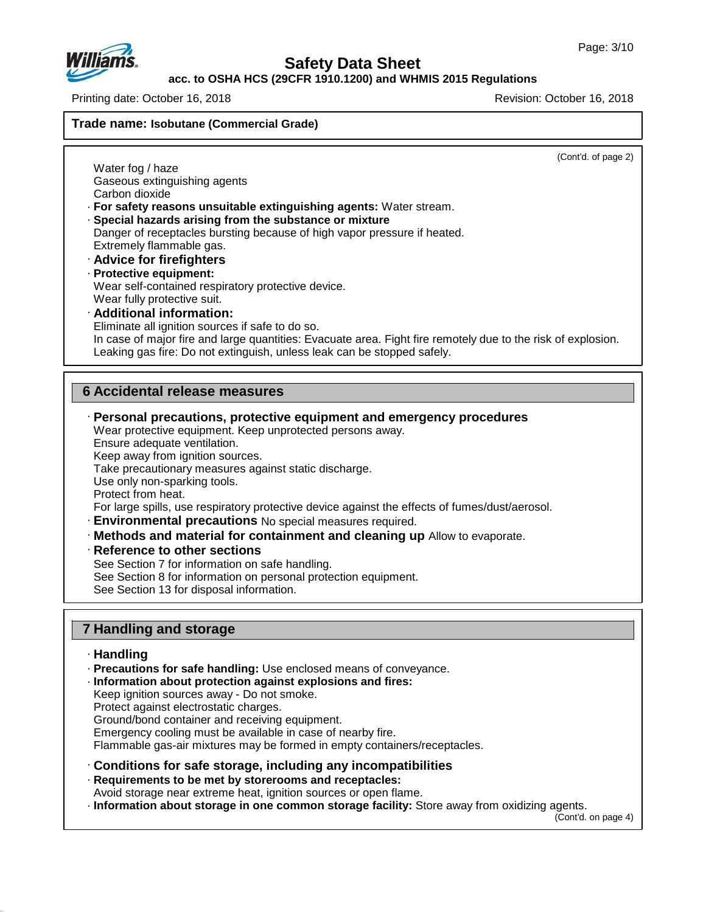**Trade name: Isobutane (Commercial Grade)**

(Cont'd. of page 2)

Water fog / haze
Gaseous extinguishing agents
Carbon dioxide

· **For safety reasons unsuitable extinguishing agents:** Water stream.

· **Special hazards arising from the substance or mixture**
Danger of receptacles bursting because of high vapor pressure if heated.
Extremely flammable gas.

· **Advice for firefighters**

· **Protective equipment:**
Wear self-contained respiratory protective device.
Wear fully protective suit.

· **Additional information:**
Eliminate all ignition sources if safe to do so.
In case of major fire and large quantities: Evacuate area. Fight fire remotely due to the risk of explosion.
Leaking gas fire: Do not extinguish, unless leak can be stopped safely.

## 6 Accidental release measures

· **Personal precautions, protective equipment and emergency procedures**
Wear protective equipment. Keep unprotected persons away.
Ensure adequate ventilation.
Keep away from ignition sources.
Take precautionary measures against static discharge.
Use only non-sparking tools.
Protect from heat.
For large spills, use respiratory protective device against the effects of fumes/dust/aerosol.

· **Environmental precautions** No special measures required.

· **Methods and material for containment and cleaning up** Allow to evaporate.

· **Reference to other sections**
See Section 7 for information on safe handling.
See Section 8 for information on personal protection equipment.
See Section 13 for disposal information.

## 7 Handling and storage

· **Handling**

· **Precautions for safe handling:** Use enclosed means of conveyance.

· **Information about protection against explosions and fires:**
Keep ignition sources away - Do not smoke.
Protect against electrostatic charges.
Ground/bond container and receiving equipment.
Emergency cooling must be available in case of nearby fire.
Flammable gas-air mixtures may be formed in empty containers/receptacles.

· **Conditions for safe storage, including any incompatibilities**

· **Requirements to be met by storerooms and receptacles:**
Avoid storage near extreme heat, ignition sources or open flame.

· **Information about storage in one common storage facility:** Store away from oxidizing agents.

(Cont'd. on page 4)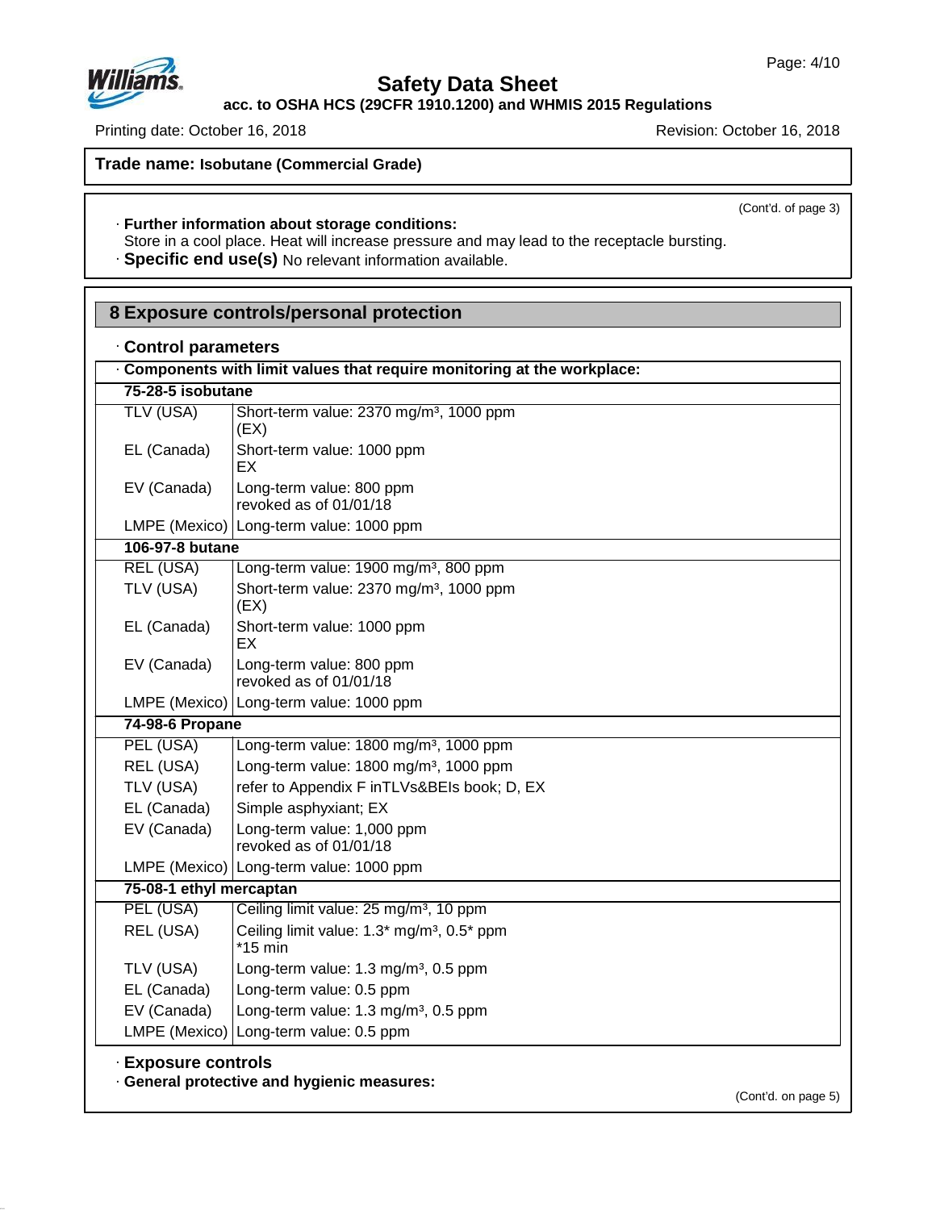(Cont'd. of page 3)

· **Further information about storage conditions:**
Store in a cool place. Heat will increase pressure and may lead to the receptacle bursting.
· **Specific end use(s)** No relevant information available.

## 8 Exposure controls/personal protection

· **Control parameters**

| · Components with limit values that require monitoring at the workplace: | |
|---|---|
| **75-28-5 isobutane** | |
| TLV (USA) | Short-term value: 2370 mg/m³, 1000 ppm (EX) |
| EL (Canada) | Short-term value: 1000 ppm EX |
| EV (Canada) | Long-term value: 800 ppm revoked as of 01/01/18 |
| LMPE (Mexico) | Long-term value: 1000 ppm |
| **106-97-8 butane** | |
| REL (USA) | Long-term value: 1900 mg/m³, 800 ppm |
| TLV (USA) | Short-term value: 2370 mg/m³, 1000 ppm (EX) |
| EL (Canada) | Short-term value: 1000 ppm EX |
| EV (Canada) | Long-term value: 800 ppm revoked as of 01/01/18 |
| LMPE (Mexico) | Long-term value: 1000 ppm |
| **74-98-6 Propane** | |
| PEL (USA) | Long-term value: 1800 mg/m³, 1000 ppm |
| REL (USA) | Long-term value: 1800 mg/m³, 1000 ppm |
| TLV (USA) | refer to Appendix F inTLVs&BEIs book; D, EX |
| EL (Canada) | Simple asphyxiant; EX |
| EV (Canada) | Long-term value: 1,000 ppm revoked as of 01/01/18 |
| LMPE (Mexico) | Long-term value: 1000 ppm |
| **75-08-1 ethyl mercaptan** | |
| PEL (USA) | Ceiling limit value: 25 mg/m³, 10 ppm |
| REL (USA) | Ceiling limit value: 1.3* mg/m³, 0.5* ppm *15 min |
| TLV (USA) | Long-term value: 1.3 mg/m³, 0.5 ppm |
| EL (Canada) | Long-term value: 0.5 ppm |
| EV (Canada) | Long-term value: 1.3 mg/m³, 0.5 ppm |
| LMPE (Mexico) | Long-term value: 0.5 ppm |

· **Exposure controls**
· **General protective and hygienic measures:**

(Cont'd. on page 5)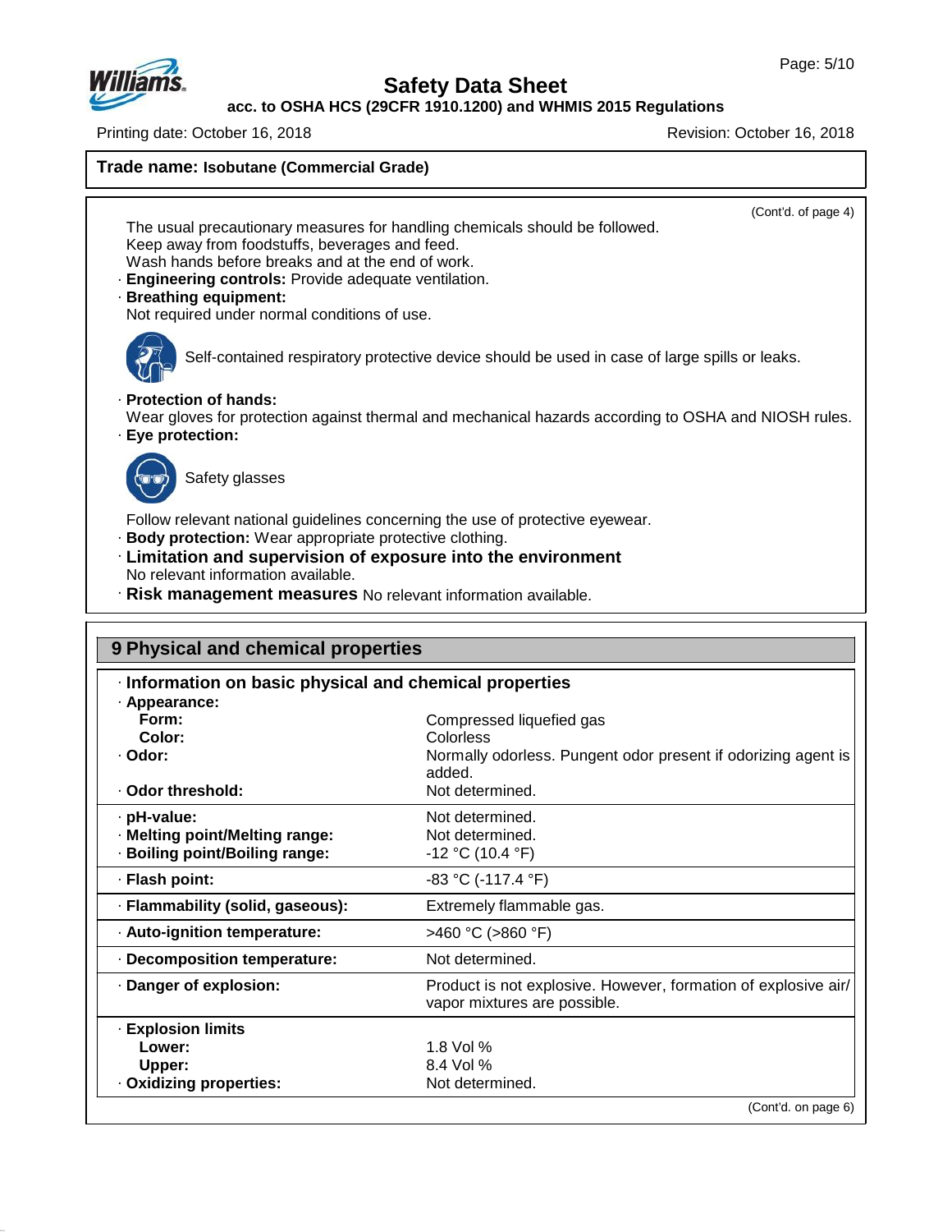**Trade name: Isobutane (Commercial Grade)**

(Cont'd. of page 4)

The usual precautionary measures for handling chemicals should be followed.
Keep away from foodstuffs, beverages and feed.
Wash hands before breaks and at the end of work.

· **Engineering controls:** Provide adequate ventilation.

· **Breathing equipment:**
Not required under normal conditions of use.

Self-contained respiratory protective device should be used in case of large spills or leaks.

· **Protection of hands:**
Wear gloves for protection against thermal and mechanical hazards according to OSHA and NIOSH rules.

· **Eye protection:**

Safety glasses

Follow relevant national guidelines concerning the use of protective eyewear.

· **Body protection:** Wear appropriate protective clothing.

· **Limitation and supervision of exposure into the environment**
No relevant information available.

· **Risk management measures** No relevant information available.

## 9 Physical and chemical properties

· **Information on basic physical and chemical properties**

| Property | Value |
|---|---|
| · **Appearance:** | |
| **Form:** | Compressed liquefied gas |
| **Color:** | Colorless |
| · **Odor:** | Normally odorless. Pungent odor present if odorizing agent is added. |
| · **Odor threshold:** | Not determined. |
| · **pH-value:** | Not determined. |
| · **Melting point/Melting range:** | Not determined. |
| · **Boiling point/Boiling range:** | -12 °C (10.4 °F) |
| · **Flash point:** | -83 °C (-117.4 °F) |
| · **Flammability (solid, gaseous):** | Extremely flammable gas. |
| · **Auto-ignition temperature:** | >460 °C (>860 °F) |
| · **Decomposition temperature:** | Not determined. |
| · **Danger of explosion:** | Product is not explosive. However, formation of explosive air/vapor mixtures are possible. |
| · **Explosion limits** | |
| **Lower:** | 1.8 Vol % |
| **Upper:** | 8.4 Vol % |
| · **Oxidizing properties:** | Not determined. |

(Cont'd. on page 6)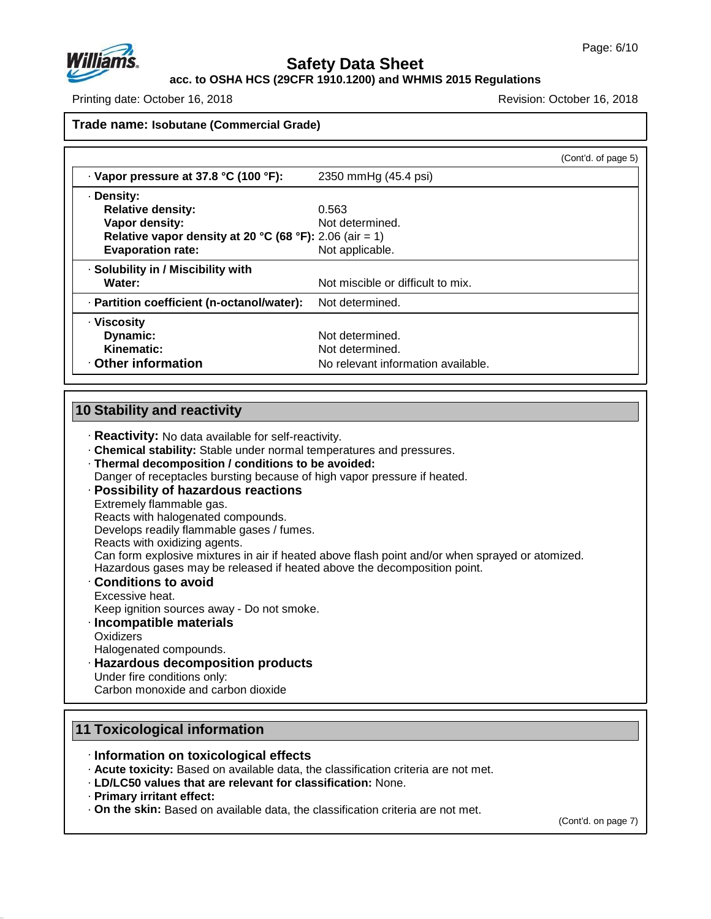**Trade name: Isobutane (Commercial Grade)**

(Cont'd. of page 5)

| | |
|---|---|
| · **Vapor pressure at 37.8 °C (100 °F):** | 2350 mmHg (45.4 psi) |
| · **Density:** | |
| **Relative density:** | 0.563 |
| **Vapor density:** | Not determined. |
| **Relative vapor density at 20 °C (68 °F):** | 2.06 (air = 1) |
| **Evaporation rate:** | Not applicable. |
| · **Solubility in / Miscibility with** | |
| **Water:** | Not miscible or difficult to mix. |
| · **Partition coefficient (n-octanol/water):** | Not determined. |
| · **Viscosity** | |
| **Dynamic:** | Not determined. |
| **Kinematic:** | Not determined. |
| · **Other information** | No relevant information available. |

## 10 Stability and reactivity

· **Reactivity:** No data available for self-reactivity.
· **Chemical stability:** Stable under normal temperatures and pressures.
· **Thermal decomposition / conditions to be avoided:**
Danger of receptacles bursting because of high vapor pressure if heated.
· **Possibility of hazardous reactions**
Extremely flammable gas.
Reacts with halogenated compounds.
Develops readily flammable gases / fumes.
Reacts with oxidizing agents.
Can form explosive mixtures in air if heated above flash point and/or when sprayed or atomized.
Hazardous gases may be released if heated above the decomposition point.
· **Conditions to avoid**
Excessive heat.
Keep ignition sources away - Do not smoke.
· **Incompatible materials**
Oxidizers
Halogenated compounds.
· **Hazardous decomposition products**
Under fire conditions only:
Carbon monoxide and carbon dioxide

## 11 Toxicological information

· **Information on toxicological effects**
· **Acute toxicity:** Based on available data, the classification criteria are not met.
· **LD/LC50 values that are relevant for classification:** None.
· **Primary irritant effect:**
· **On the skin:** Based on available data, the classification criteria are not met.

(Cont'd. on page 7)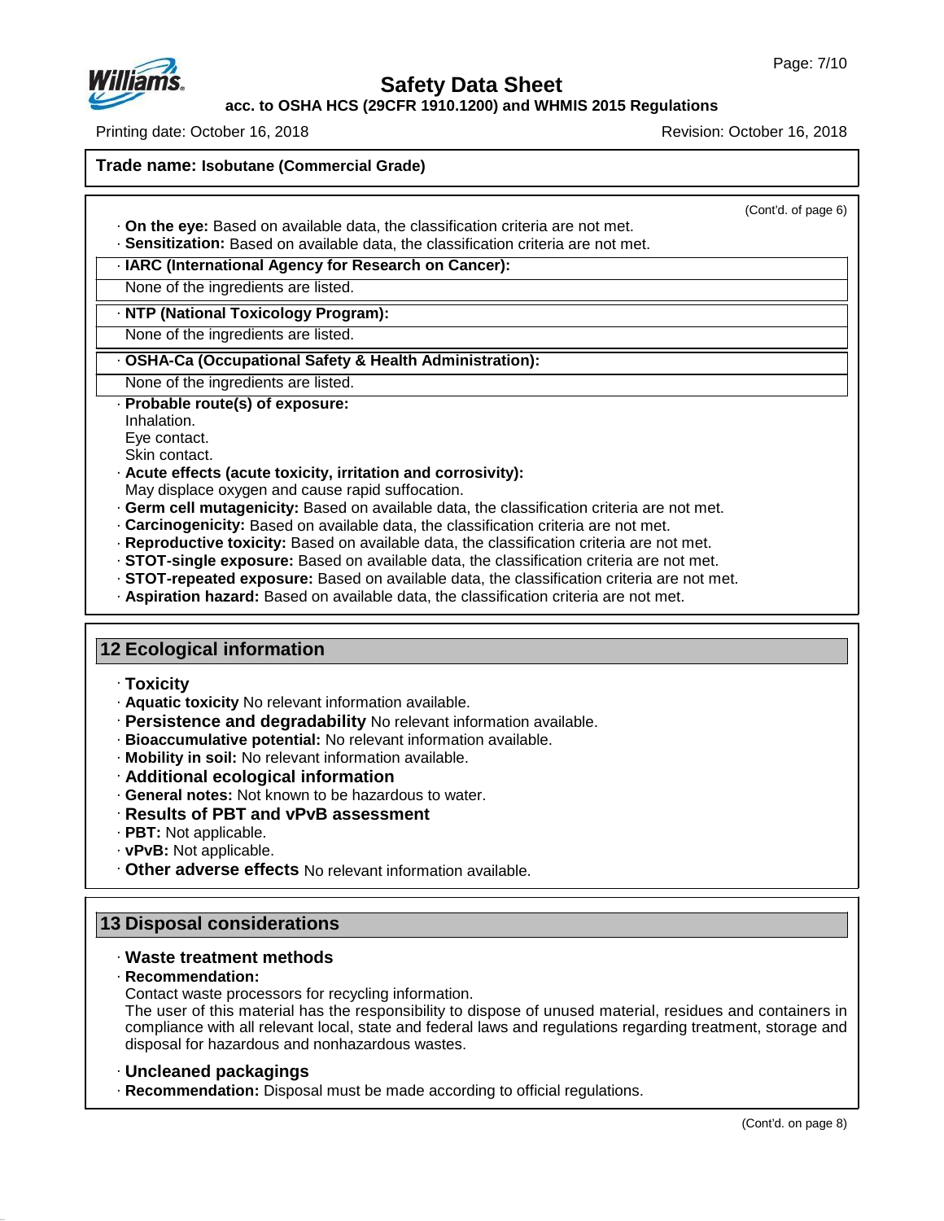**Trade name: Isobutane (Commercial Grade)**

(Cont'd. of page 6)

· **On the eye:** Based on available data, the classification criteria are not met.
· **Sensitization:** Based on available data, the classification criteria are not met.

· **IARC (International Agency for Research on Cancer):**

None of the ingredients are listed.

· **NTP (National Toxicology Program):**

None of the ingredients are listed.

· **OSHA-Ca (Occupational Safety & Health Administration):**

None of the ingredients are listed.

· **Probable route(s) of exposure:**
Inhalation.
Eye contact.
Skin contact.
· **Acute effects (acute toxicity, irritation and corrosivity):**
May displace oxygen and cause rapid suffocation.
· **Germ cell mutagenicity:** Based on available data, the classification criteria are not met.
· **Carcinogenicity:** Based on available data, the classification criteria are not met.
· **Reproductive toxicity:** Based on available data, the classification criteria are not met.
· **STOT-single exposure:** Based on available data, the classification criteria are not met.
· **STOT-repeated exposure:** Based on available data, the classification criteria are not met.
· **Aspiration hazard:** Based on available data, the classification criteria are not met.

## 12 Ecological information

· **Toxicity**
· **Aquatic toxicity** No relevant information available.
· **Persistence and degradability** No relevant information available.
· **Bioaccumulative potential:** No relevant information available.
· **Mobility in soil:** No relevant information available.
· **Additional ecological information**
· **General notes:** Not known to be hazardous to water.
· **Results of PBT and vPvB assessment**
· **PBT:** Not applicable.
· **vPvB:** Not applicable.
· **Other adverse effects** No relevant information available.

## 13 Disposal considerations

· **Waste treatment methods**
· **Recommendation:**
Contact waste processors for recycling information.
The user of this material has the responsibility to dispose of unused material, residues and containers in compliance with all relevant local, state and federal laws and regulations regarding treatment, storage and disposal for hazardous and nonhazardous wastes.

· **Uncleaned packagings**
· **Recommendation:** Disposal must be made according to official regulations.

(Cont'd. on page 8)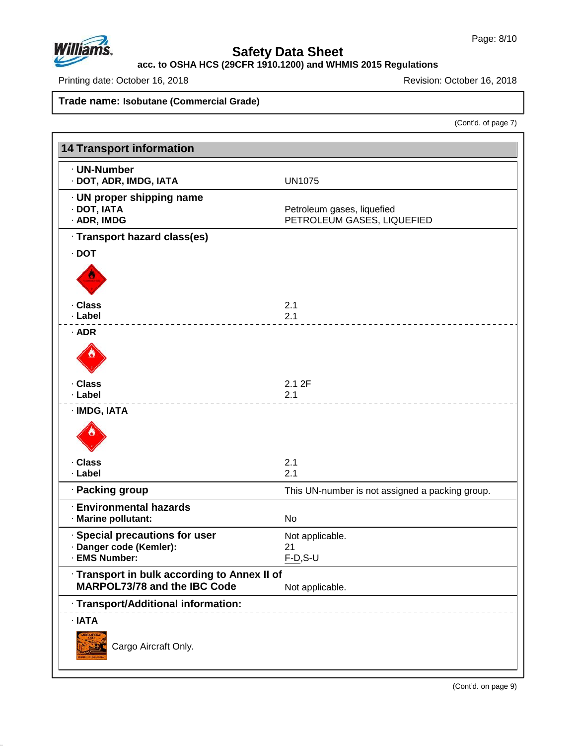**Trade name: Isobutane (Commercial Grade)**

(Cont'd. of page 7)

## 14 Transport information

· **UN-Number**
· **DOT, ADR, IMDG, IATA** UN1075

· **UN proper shipping name**
· **DOT, IATA** Petroleum gases, liquefied
· **ADR, IMDG** PETROLEUM GASES, LIQUEFIED

· **Transport hazard class(es)**

· **DOT**

· **Class** 2.1
· **Label** 2.1

· **ADR**

· **Class** 2.1 2F
· **Label** 2.1

· **IMDG, IATA**

· **Class** 2.1
· **Label** 2.1

· **Packing group** This UN-number is not assigned a packing group.

· **Environmental hazards**
· **Marine pollutant:** No

· **Special precautions for user** Not applicable.
· **Danger code (Kemler):** 21
· **EMS Number:** F-D,S-U

· **Transport in bulk according to Annex II of MARPOL73/78 and the IBC Code** Not applicable.

· **Transport/Additional information:**

· **IATA**

Cargo Aircraft Only.

(Cont'd. on page 9)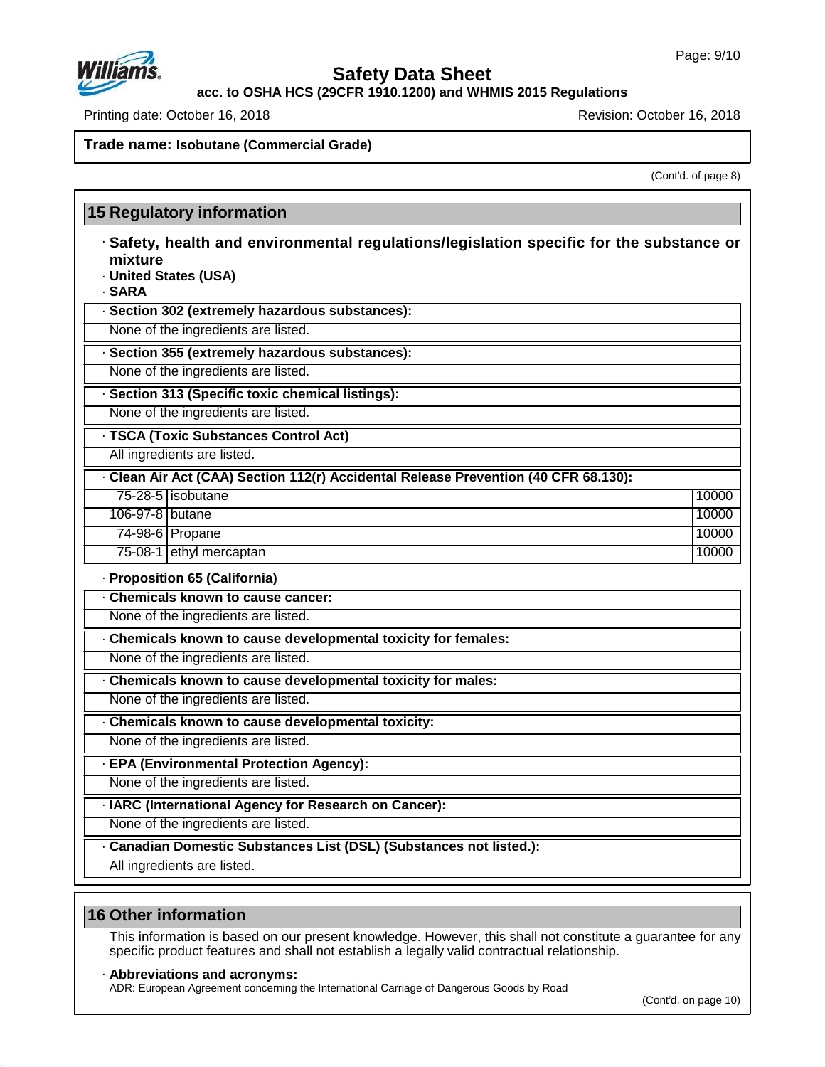**Trade name: Isobutane (Commercial Grade)**

(Cont'd. of page 8)

## 15 Regulatory information

· **Safety, health and environmental regulations/legislation specific for the substance or mixture**
· **United States (USA)**
· **SARA**

· **Section 302 (extremely hazardous substances):**
None of the ingredients are listed.

· **Section 355 (extremely hazardous substances):**
None of the ingredients are listed.

· **Section 313 (Specific toxic chemical listings):**
None of the ingredients are listed.

· **TSCA (Toxic Substances Control Act)**
All ingredients are listed.

· **Clean Air Act (CAA) Section 112(r) Accidental Release Prevention (40 CFR 68.130):**

| | | |
|---|---|---|
| 75-28-5 | isobutane | 10000 |
| 106-97-8 | butane | 10000 |
| 74-98-6 | Propane | 10000 |
| 75-08-1 | ethyl mercaptan | 10000 |

· **Proposition 65 (California)**

· **Chemicals known to cause cancer:**
None of the ingredients are listed.

· **Chemicals known to cause developmental toxicity for females:**
None of the ingredients are listed.

· **Chemicals known to cause developmental toxicity for males:**
None of the ingredients are listed.

· **Chemicals known to cause developmental toxicity:**
None of the ingredients are listed.

· **EPA (Environmental Protection Agency):**
None of the ingredients are listed.

· **IARC (International Agency for Research on Cancer):**
None of the ingredients are listed.

· **Canadian Domestic Substances List (DSL) (Substances not listed.):**
All ingredients are listed.

## 16 Other information

This information is based on our present knowledge. However, this shall not constitute a guarantee for any specific product features and shall not establish a legally valid contractual relationship.

· **Abbreviations and acronyms:**
ADR: European Agreement concerning the International Carriage of Dangerous Goods by Road

(Cont'd. on page 10)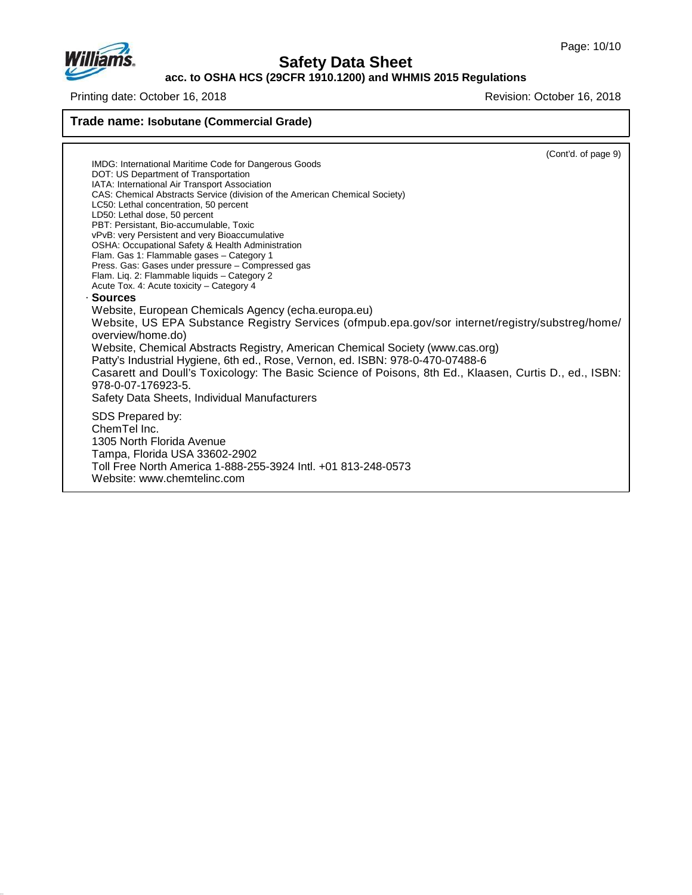(Cont'd. of page 9)

IMDG: International Maritime Code for Dangerous Goods
DOT: US Department of Transportation
IATA: International Air Transport Association
CAS: Chemical Abstracts Service (division of the American Chemical Society)
LC50: Lethal concentration, 50 percent
LD50: Lethal dose, 50 percent
PBT: Persistant, Bio-accumulable, Toxic
vPvB: very Persistent and very Bioaccumulative
OSHA: Occupational Safety & Health Administration
Flam. Gas 1: Flammable gases – Category 1
Press. Gas: Gases under pressure – Compressed gas
Flam. Liq. 2: Flammable liquids – Category 2
Acute Tox. 4: Acute toxicity – Category 4

· **Sources**

Website, European Chemicals Agency (echa.europa.eu)
Website, US EPA Substance Registry Services (ofmpub.epa.gov/sor internet/registry/substreg/home/overview/home.do)
Website, Chemical Abstracts Registry, American Chemical Society (www.cas.org)
Patty's Industrial Hygiene, 6th ed., Rose, Vernon, ed. ISBN: 978-0-470-07488-6
Casarett and Doull's Toxicology: The Basic Science of Poisons, 8th Ed., Klaasen, Curtis D., ed., ISBN: 978-0-07-176923-5.
Safety Data Sheets, Individual Manufacturers

SDS Prepared by:
ChemTel Inc.
1305 North Florida Avenue
Tampa, Florida USA 33602-2902
Toll Free North America 1-888-255-3924 Intl. +01 813-248-0573
Website: www.chemtelinc.com